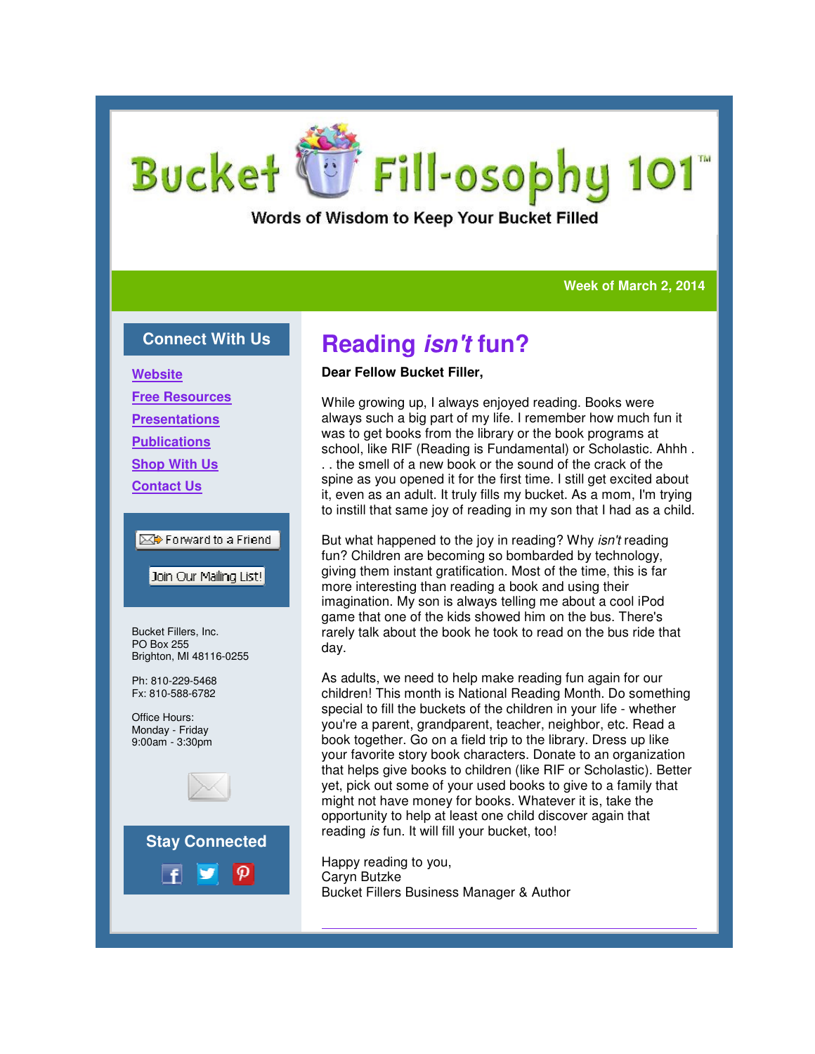# Bucket Fill-osophy 101™

Words of Wisdom to Keep Your Bucket Filled

**Week of March 2, 2014**

## Reading *isn't* fun?

**Dear Fellow Bucket Filler,**

While growing up, I always enjoyed reading. Books were always such a big part of my life. I remember how much fun it was to get books from the library or the book programs at school, like RIF (Reading is Fundamental) or Scholastic. Ahhh . . . the smell of a new book or the sound of the crack of the spine as you opened it for the first time. I still get excited about it, even as an adult. It truly fills my bucket. As a mom, I'm trying to instill that same joy of reading in my son that I had as a child.

But what happened to the joy in reading? Why *isn't* reading fun? Children are becoming so bombarded by technology, giving them instant gratification. Most of the time, this is far more interesting than reading a book and using their imagination. My son is always telling me about a cool iPod game that one of the kids showed him on the bus. There's rarely talk about the book he took to read on the bus ride that day.

As adults, we need to help make reading fun again for our children! This month is National Reading Month. Do something special to fill the buckets of the children in your life - whether you're a parent, grandparent, teacher, neighbor, etc. Read a book together. Go on a field trip to the library. Dress up like your favorite story book characters. Donate to an organization that helps give books to children (like RIF or Scholastic). Better yet, pick out some of your used books to give to a family that might not have money for books. Whatever it is, take the opportunity to help at least one child discover again that reading *is* fun. It will fill your bucket, too!

Happy reading to you,
Caryn Butzke
Bucket Fillers Business Manager & Author

---

### Connect With Us

- Website
- Free Resources
- Presentations
- Publications
- Shop With Us
- Contact Us

Forward to a Friend

Join Our Mailing List!

Bucket Fillers, Inc.
PO Box 255
Brighton, MI 48116-0255

Ph: 810-229-5468
Fx: 810-588-6782

Office Hours:
Monday - Friday
9:00am - 3:30pm

### Stay Connected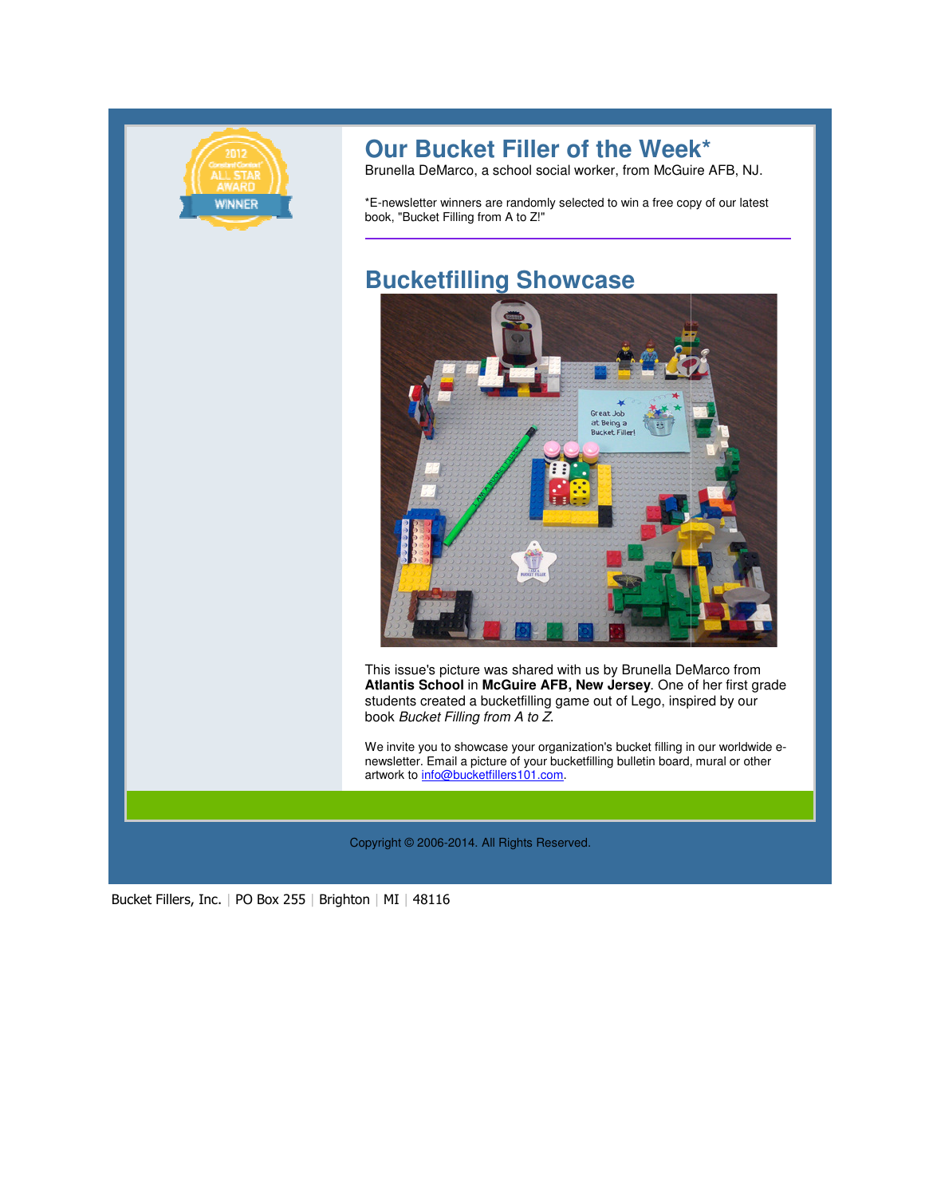2012 Constant Contact ALL STAR AWARD WINNER

## Our Bucket Filler of the Week*

Brunella DeMarco, a school social worker, from McGuire AFB, NJ.

*E-newsletter winners are randomly selected to win a free copy of our latest book, "Bucket Filling from A to Z!"

## Bucketfilling Showcase

This issue's picture was shared with us by Brunella DeMarco from **Atlantis School** in **McGuire AFB, New Jersey**. One of her first grade students created a bucketfilling game out of Lego, inspired by our book *Bucket Filling from A to Z.*

We invite you to showcase your organization's bucket filling in our worldwide e-newsletter. Email a picture of your bucketfilling bulletin board, mural or other artwork to info@bucketfillers101.com.

Copyright © 2006-2014. All Rights Reserved.

Bucket Fillers, Inc. | PO Box 255 | Brighton | MI | 48116